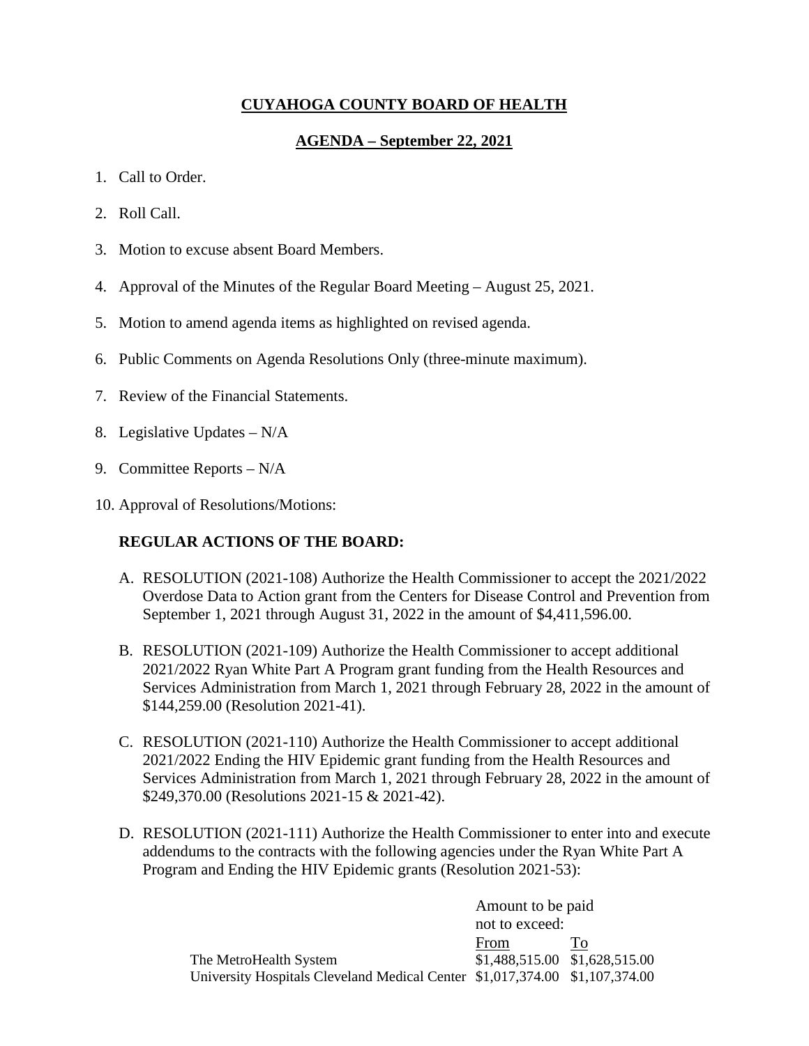# CUYAHOGA COUNTY BOARD OF HEALTH

## AGENDA – September 22, 2021

1. Call to Order.
2. Roll Call.
3. Motion to excuse absent Board Members.
4. Approval of the Minutes of the Regular Board Meeting – August 25, 2021.
5. Motion to amend agenda items as highlighted on revised agenda.
6. Public Comments on Agenda Resolutions Only (three-minute maximum).
7. Review of the Financial Statements.
8. Legislative Updates – N/A
9. Committee Reports – N/A
10. Approval of Resolutions/Motions:

**REGULAR ACTIONS OF THE BOARD:**

A. RESOLUTION (2021-108) Authorize the Health Commissioner to accept the 2021/2022 Overdose Data to Action grant from the Centers for Disease Control and Prevention from September 1, 2021 through August 31, 2022 in the amount of $4,411,596.00.

B. RESOLUTION (2021-109) Authorize the Health Commissioner to accept additional 2021/2022 Ryan White Part A Program grant funding from the Health Resources and Services Administration from March 1, 2021 through February 28, 2022 in the amount of $144,259.00 (Resolution 2021-41).

C. RESOLUTION (2021-110) Authorize the Health Commissioner to accept additional 2021/2022 Ending the HIV Epidemic grant funding from the Health Resources and Services Administration from March 1, 2021 through February 28, 2022 in the amount of $249,370.00 (Resolutions 2021-15 & 2021-42).

D. RESOLUTION (2021-111) Authorize the Health Commissioner to enter into and execute addendums to the contracts with the following agencies under the Ryan White Part A Program and Ending the HIV Epidemic grants (Resolution 2021-53):

| | Amount to be paid not to exceed: | |
|---|---|---|
| | From | To |
| The MetroHealth System | $1,488,515.00 | $1,628,515.00 |
| University Hospitals Cleveland Medical Center | $1,017,374.00 | $1,107,374.00 |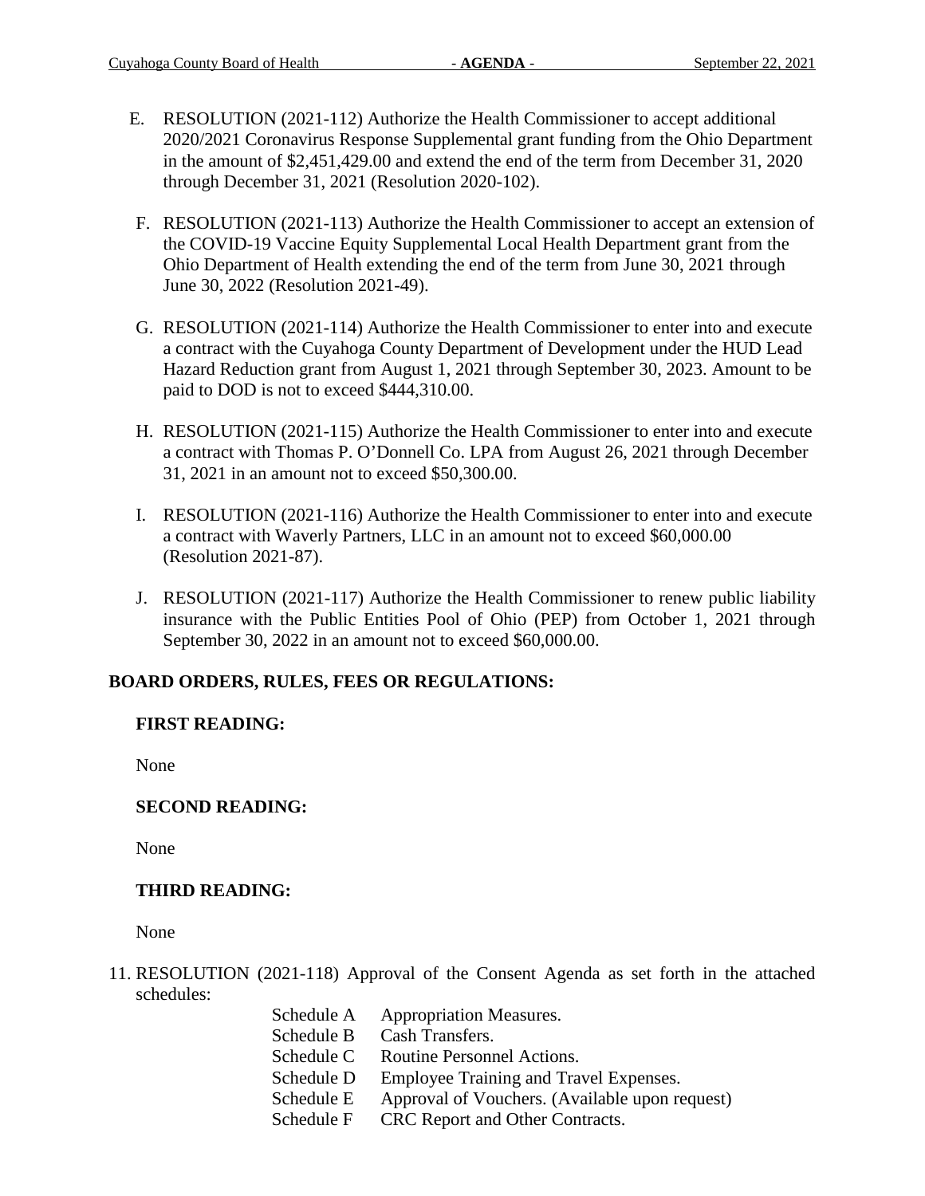E. RESOLUTION (2021-112) Authorize the Health Commissioner to accept additional 2020/2021 Coronavirus Response Supplemental grant funding from the Ohio Department in the amount of $2,451,429.00 and extend the end of the term from December 31, 2020 through December 31, 2021 (Resolution 2020-102).

F. RESOLUTION (2021-113) Authorize the Health Commissioner to accept an extension of the COVID-19 Vaccine Equity Supplemental Local Health Department grant from the Ohio Department of Health extending the end of the term from June 30, 2021 through June 30, 2022 (Resolution 2021-49).

G. RESOLUTION (2021-114) Authorize the Health Commissioner to enter into and execute a contract with the Cuyahoga County Department of Development under the HUD Lead Hazard Reduction grant from August 1, 2021 through September 30, 2023. Amount to be paid to DOD is not to exceed $444,310.00.

H. RESOLUTION (2021-115) Authorize the Health Commissioner to enter into and execute a contract with Thomas P. O'Donnell Co. LPA from August 26, 2021 through December 31, 2021 in an amount not to exceed $50,300.00.

I. RESOLUTION (2021-116) Authorize the Health Commissioner to enter into and execute a contract with Waverly Partners, LLC in an amount not to exceed $60,000.00 (Resolution 2021-87).

J. RESOLUTION (2021-117) Authorize the Health Commissioner to renew public liability insurance with the Public Entities Pool of Ohio (PEP) from October 1, 2021 through September 30, 2022 in an amount not to exceed $60,000.00.

**BOARD ORDERS, RULES, FEES OR REGULATIONS:**

**FIRST READING:**

None

**SECOND READING:**

None

**THIRD READING:**

None

11. RESOLUTION (2021-118) Approval of the Consent Agenda as set forth in the attached schedules:

    Schedule A Appropriation Measures.
    Schedule B Cash Transfers.
    Schedule C Routine Personnel Actions.
    Schedule D Employee Training and Travel Expenses.
    Schedule E Approval of Vouchers. (Available upon request)
    Schedule F CRC Report and Other Contracts.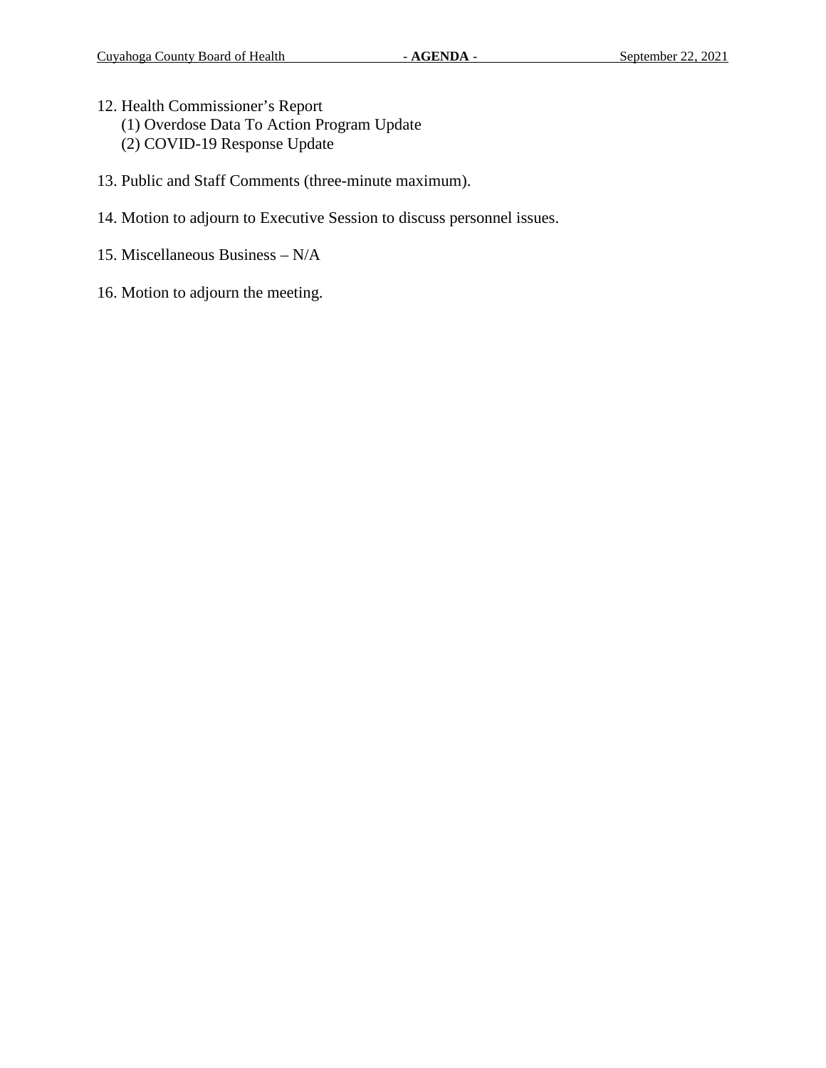12. Health Commissioner's Report
    (1) Overdose Data To Action Program Update
    (2) COVID-19 Response Update

13. Public and Staff Comments (three-minute maximum).

14. Motion to adjourn to Executive Session to discuss personnel issues.

15. Miscellaneous Business – N/A

16. Motion to adjourn the meeting.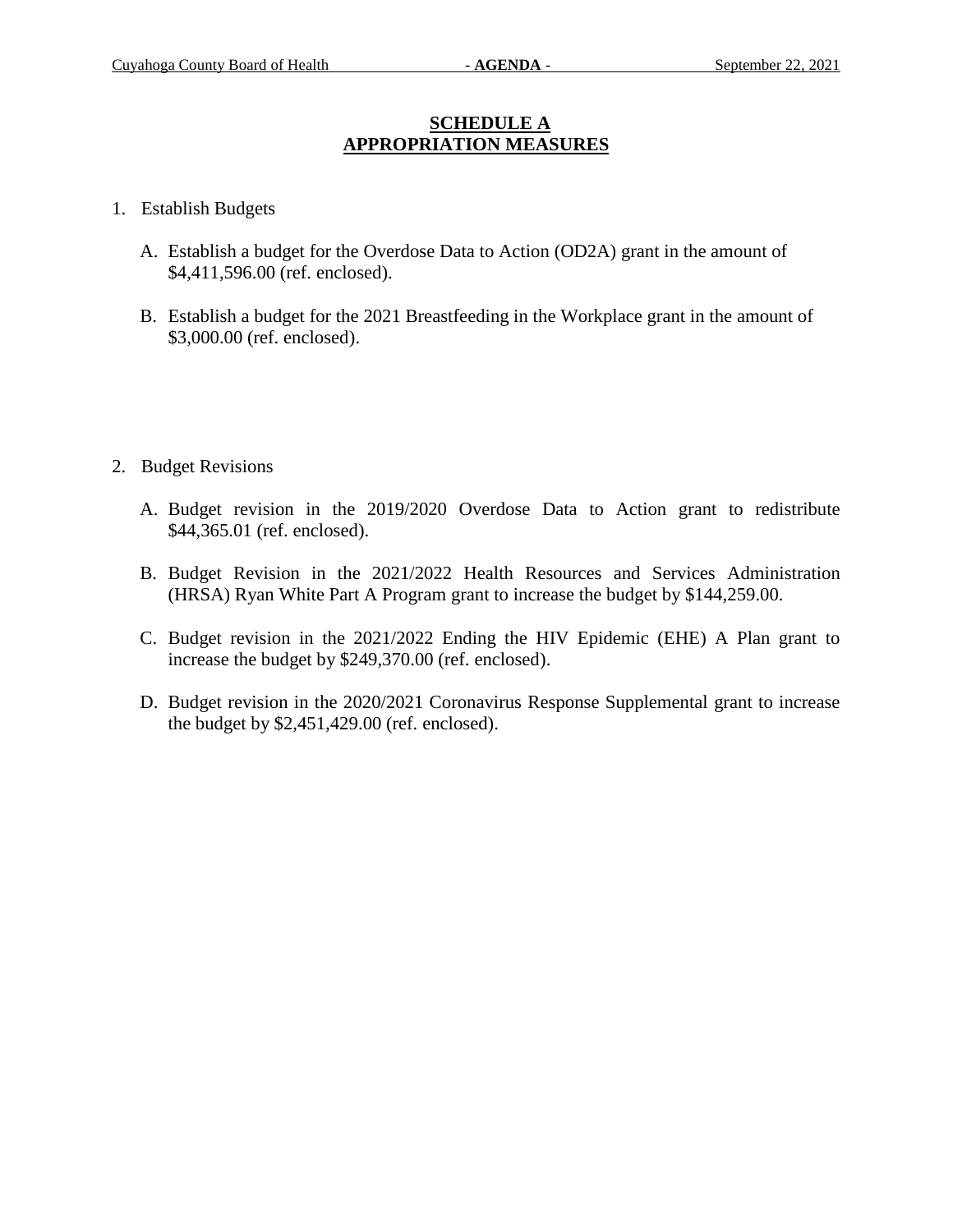## SCHEDULE A
## APPROPRIATION MEASURES

1. Establish Budgets

   A. Establish a budget for the Overdose Data to Action (OD2A) grant in the amount of $4,411,596.00 (ref. enclosed).

   B. Establish a budget for the 2021 Breastfeeding in the Workplace grant in the amount of $3,000.00 (ref. enclosed).

2. Budget Revisions

   A. Budget revision in the 2019/2020 Overdose Data to Action grant to redistribute $44,365.01 (ref. enclosed).

   B. Budget Revision in the 2021/2022 Health Resources and Services Administration (HRSA) Ryan White Part A Program grant to increase the budget by $144,259.00.

   C. Budget revision in the 2021/2022 Ending the HIV Epidemic (EHE) A Plan grant to increase the budget by $249,370.00 (ref. enclosed).

   D. Budget revision in the 2020/2021 Coronavirus Response Supplemental grant to increase the budget by $2,451,429.00 (ref. enclosed).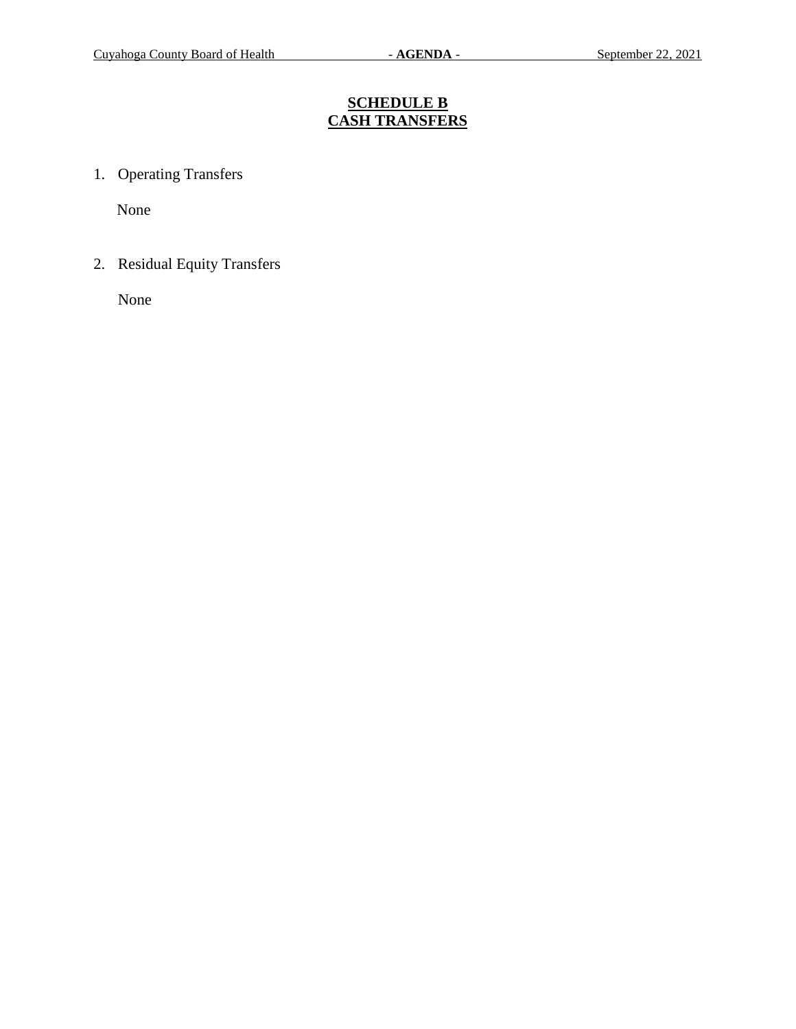# SCHEDULE B
# CASH TRANSFERS

1. Operating Transfers

   None

2. Residual Equity Transfers

   None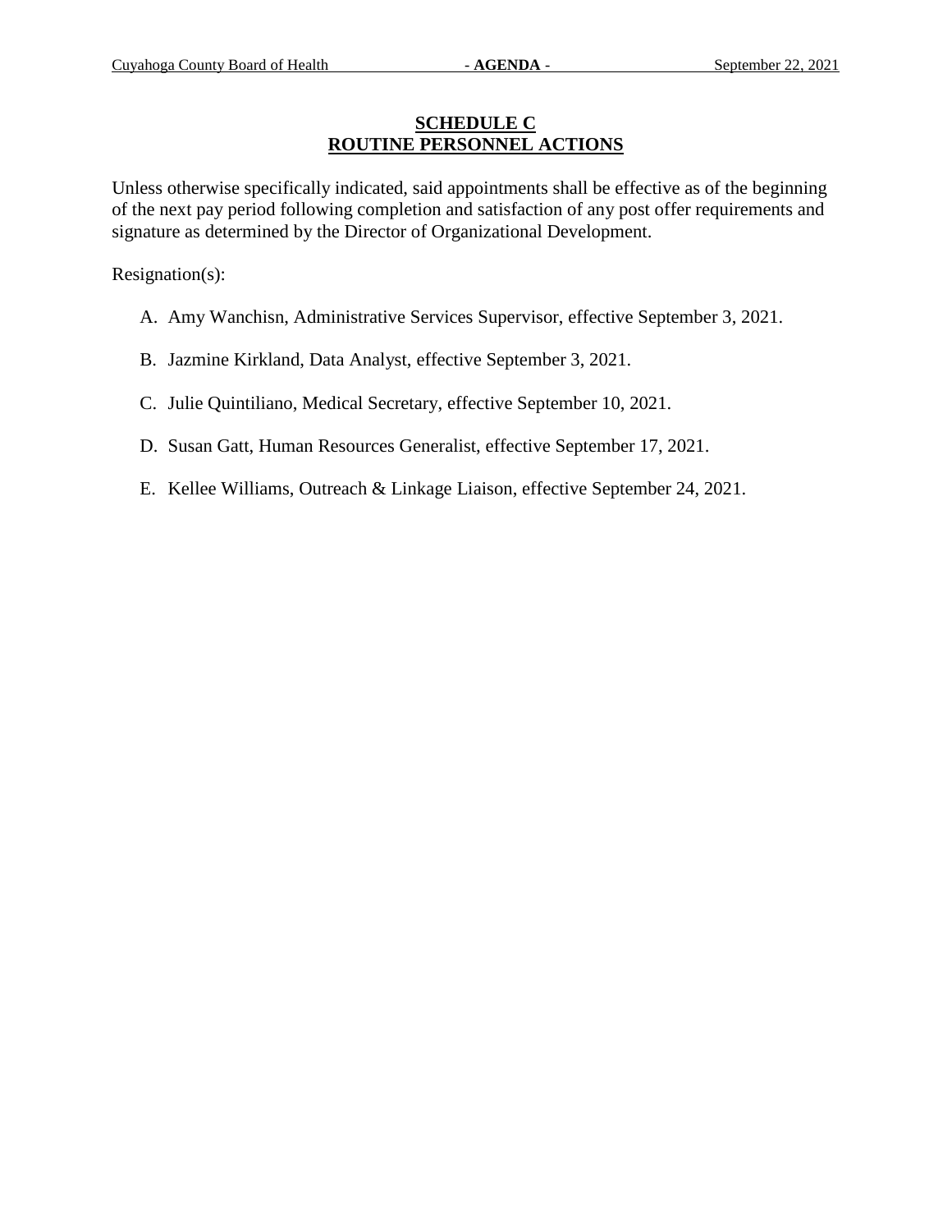## SCHEDULE C
## ROUTINE PERSONNEL ACTIONS

Unless otherwise specifically indicated, said appointments shall be effective as of the beginning of the next pay period following completion and satisfaction of any post offer requirements and signature as determined by the Director of Organizational Development.

Resignation(s):

A. Amy Wanchisn, Administrative Services Supervisor, effective September 3, 2021.

B. Jazmine Kirkland, Data Analyst, effective September 3, 2021.

C. Julie Quintiliano, Medical Secretary, effective September 10, 2021.

D. Susan Gatt, Human Resources Generalist, effective September 17, 2021.

E. Kellee Williams, Outreach & Linkage Liaison, effective September 24, 2021.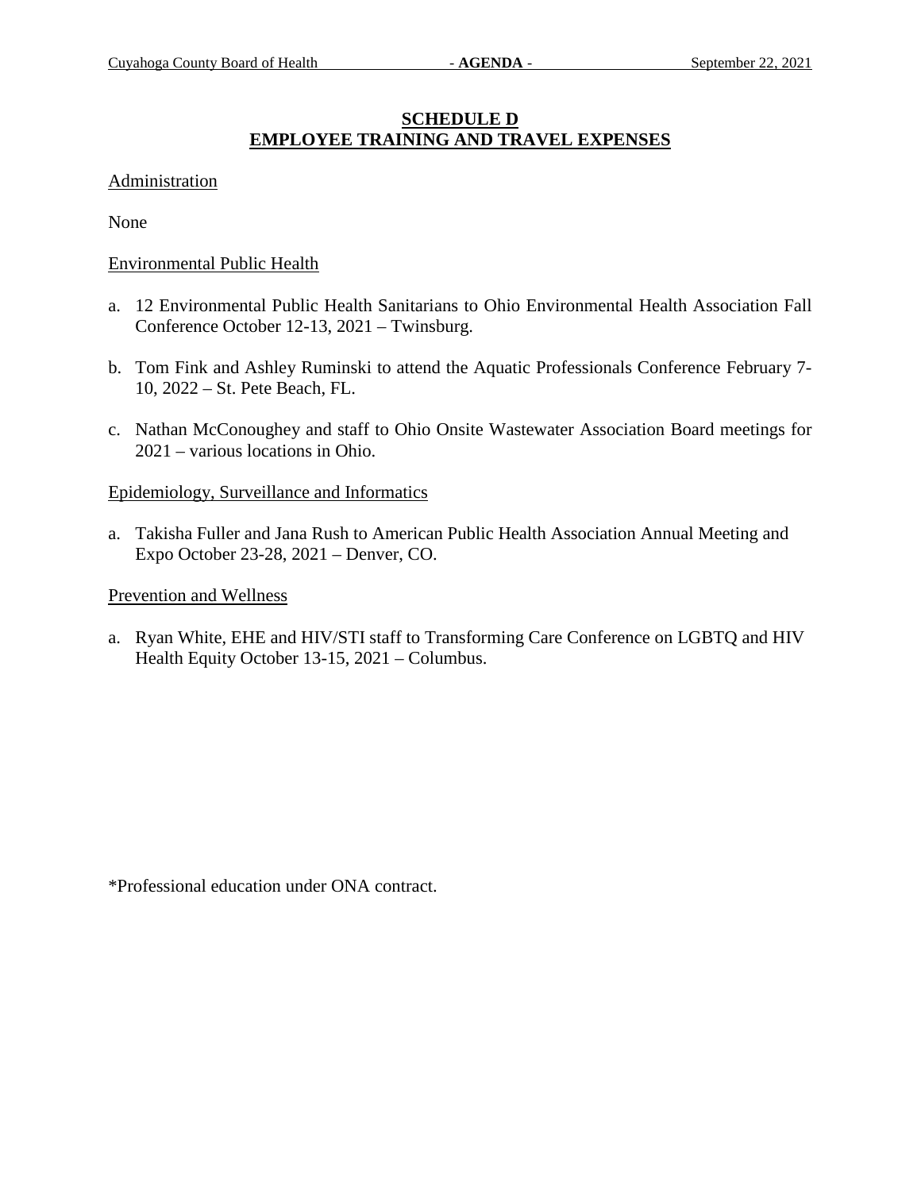## SCHEDULE D
## EMPLOYEE TRAINING AND TRAVEL EXPENSES

Administration

None

Environmental Public Health

a. 12 Environmental Public Health Sanitarians to Ohio Environmental Health Association Fall Conference October 12-13, 2021 – Twinsburg.

b. Tom Fink and Ashley Ruminski to attend the Aquatic Professionals Conference February 7-10, 2022 – St. Pete Beach, FL.

c. Nathan McConoughey and staff to Ohio Onsite Wastewater Association Board meetings for 2021 – various locations in Ohio.

Epidemiology, Surveillance and Informatics

a. Takisha Fuller and Jana Rush to American Public Health Association Annual Meeting and Expo October 23-28, 2021 – Denver, CO.

Prevention and Wellness

a. Ryan White, EHE and HIV/STI staff to Transforming Care Conference on LGBTQ and HIV Health Equity October 13-15, 2021 – Columbus.

*Professional education under ONA contract.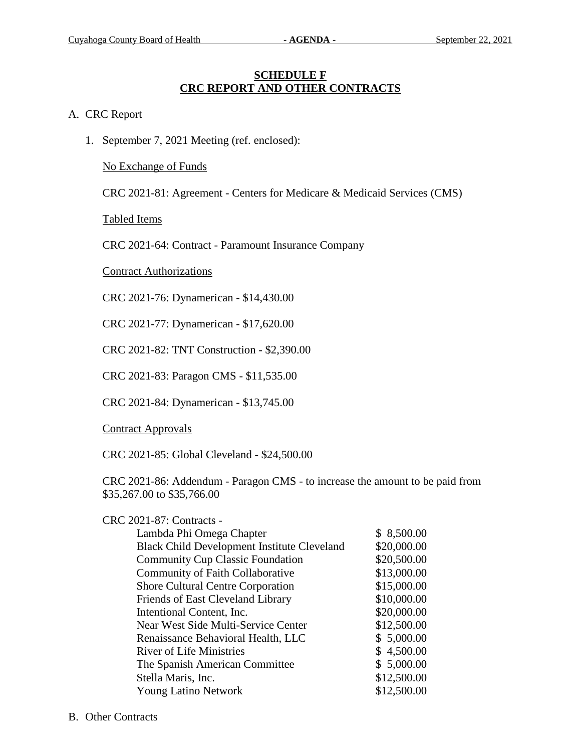## SCHEDULE F
## CRC REPORT AND OTHER CONTRACTS

A. CRC Report

1. September 7, 2021 Meeting (ref. enclosed):

   No Exchange of Funds

   CRC 2021-81: Agreement - Centers for Medicare & Medicaid Services (CMS)

   Tabled Items

   CRC 2021-64: Contract - Paramount Insurance Company

   Contract Authorizations

   CRC 2021-76: Dynamerican - $14,430.00

   CRC 2021-77: Dynamerican - $17,620.00

   CRC 2021-82: TNT Construction - $2,390.00

   CRC 2021-83: Paragon CMS - $11,535.00

   CRC 2021-84: Dynamerican - $13,745.00

   Contract Approvals

   CRC 2021-85: Global Cleveland - $24,500.00

   CRC 2021-86: Addendum - Paragon CMS - to increase the amount to be paid from $35,267.00 to $35,766.00

   CRC 2021-87: Contracts -

| | |
|---|---|
| Lambda Phi Omega Chapter | $ 8,500.00 |
| Black Child Development Institute Cleveland | $20,000.00 |
| Community Cup Classic Foundation | $20,500.00 |
| Community of Faith Collaborative | $13,000.00 |
| Shore Cultural Centre Corporation | $15,000.00 |
| Friends of East Cleveland Library | $10,000.00 |
| Intentional Content, Inc. | $20,000.00 |
| Near West Side Multi-Service Center | $12,500.00 |
| Renaissance Behavioral Health, LLC | $ 5,000.00 |
| River of Life Ministries | $ 4,500.00 |
| The Spanish American Committee | $ 5,000.00 |
| Stella Maris, Inc. | $12,500.00 |
| Young Latino Network | $12,500.00 |

B. Other Contracts